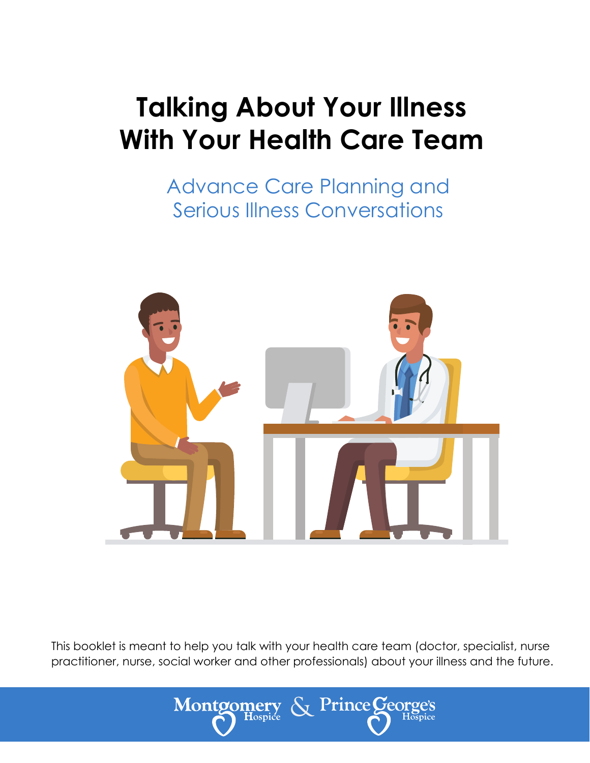# Talking About Your Illness With Your Health Care Team

## Advance Care Planning and Serious Illness Conversations

This booklet is meant to help you talk with your health care team (doctor, specialist, nurse practitioner, nurse, social worker and other professionals) about your illness and the future.

Montgomery Hospice & Prince George's Hospice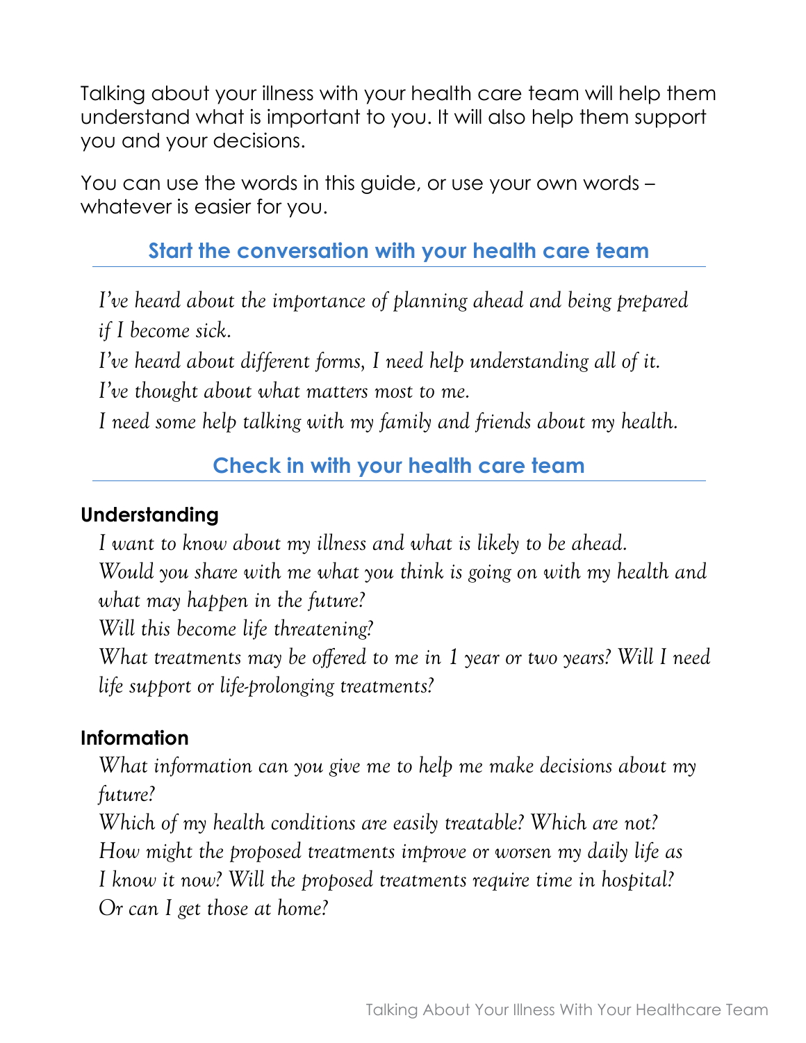Talking about your illness with your health care team will help them understand what is important to you. It will also help them support you and your decisions.

You can use the words in this guide, or use your own words – whatever is easier for you.

## Start the conversation with your health care team

*I've heard about the importance of planning ahead and being prepared if I become sick.*

*I've heard about different forms, I need help understanding all of it.*

*I've thought about what matters most to me.*

*I need some help talking with my family and friends about my health.*

## Check in with your health care team

### Understanding

*I want to know about my illness and what is likely to be ahead.*

*Would you share with me what you think is going on with my health and what may happen in the future?*

*Will this become life threatening?*

*What treatments may be offered to me in 1 year or two years? Will I need life support or life-prolonging treatments?*

### Information

*What information can you give me to help me make decisions about my future?*

*Which of my health conditions are easily treatable? Which are not?*

*How might the proposed treatments improve or worsen my daily life as I know it now? Will the proposed treatments require time in hospital? Or can I get those at home?*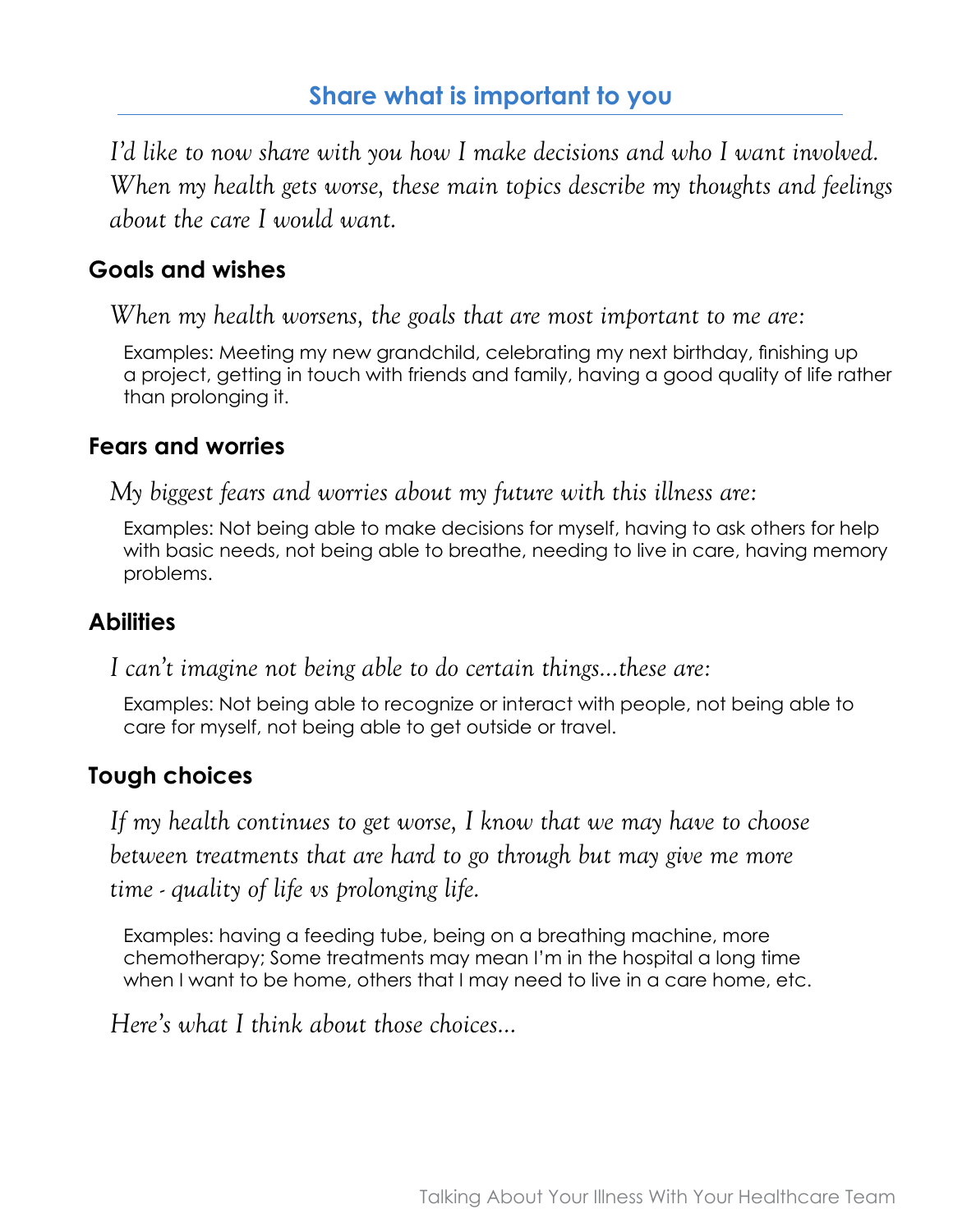## Share what is important to you

*I'd like to now share with you how I make decisions and who I want involved. When my health gets worse, these main topics describe my thoughts and feelings about the care I would want.*

### Goals and wishes

*When my health worsens, the goals that are most important to me are:*

Examples: Meeting my new grandchild, celebrating my next birthday, finishing up a project, getting in touch with friends and family, having a good quality of life rather than prolonging it.

### Fears and worries

*My biggest fears and worries about my future with this illness are:*

Examples: Not being able to make decisions for myself, having to ask others for help with basic needs, not being able to breathe, needing to live in care, having memory problems.

### Abilities

*I can't imagine not being able to do certain things...these are:*

Examples: Not being able to recognize or interact with people, not being able to care for myself, not being able to get outside or travel.

### Tough choices

*If my health continues to get worse, I know that we may have to choose between treatments that are hard to go through but may give me more time - quality of life vs prolonging life.*

Examples: having a feeding tube, being on a breathing machine, more chemotherapy; Some treatments may mean I'm in the hospital a long time when I want to be home, others that I may need to live in a care home, etc.

*Here's what I think about those choices...*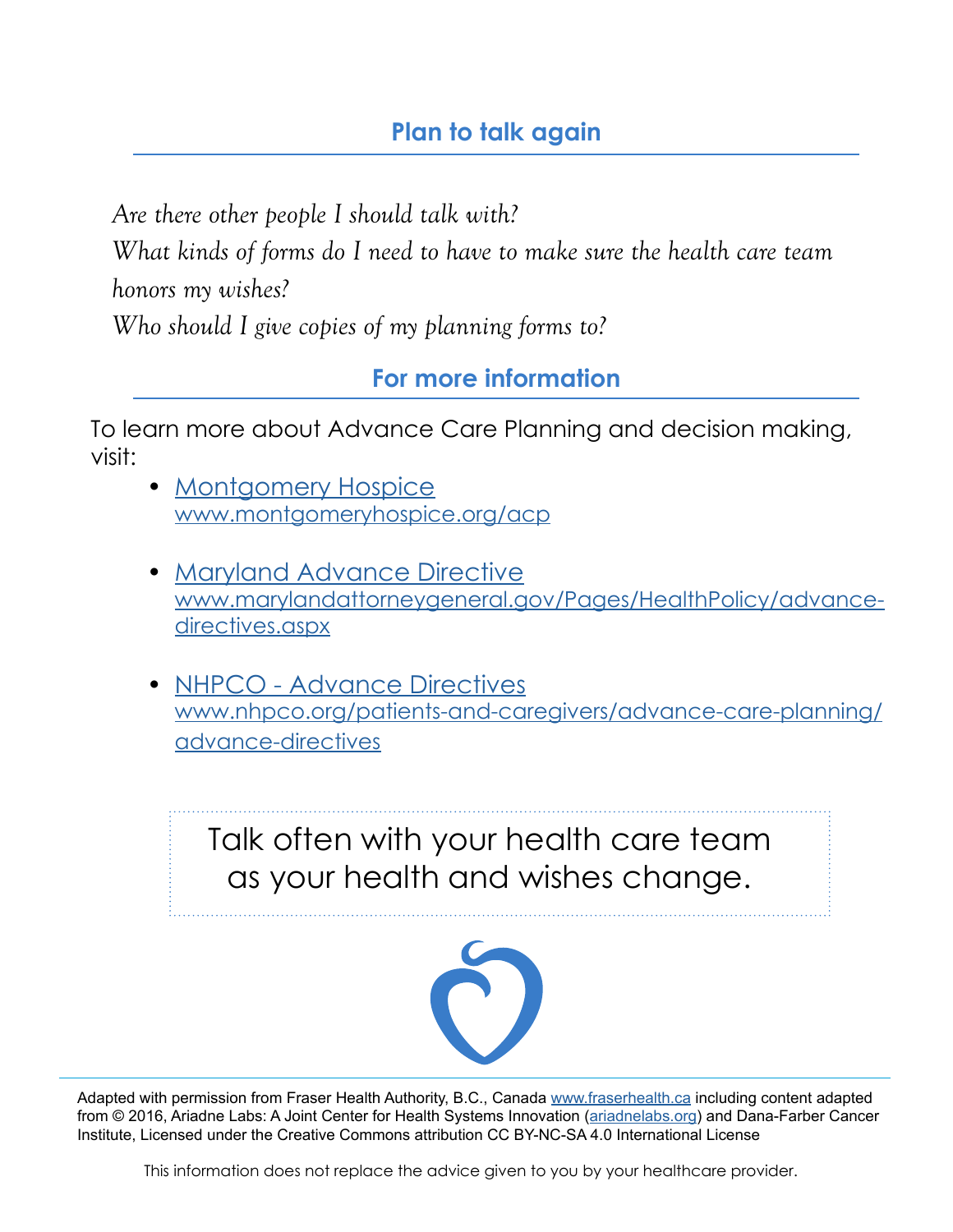## Plan to talk again

*Are there other people I should talk with?*

*What kinds of forms do I need to have to make sure the health care team honors my wishes?*

*Who should I give copies of my planning forms to?*

## For more information

To learn more about Advance Care Planning and decision making, visit:

- [Montgomery Hospice](http://www.montgomeryhospice.org/acp)
  www.montgomeryhospice.org/acp
- [Maryland Advance Directive](http://www.marylandattorneygeneral.gov/Pages/HealthPolicy/advance-directives.aspx)
  www.marylandattorneygeneral.gov/Pages/HealthPolicy/advance-directives.aspx
- [NHPCO - Advance Directives](http://www.nhpco.org/patients-and-caregivers/advance-care-planning/advance-directives)
  www.nhpco.org/patients-and-caregivers/advance-care-planning/advance-directives

> Talk often with your health care team as your health and wishes change.

Adapted with permission from Fraser Health Authority, B.C., Canada www.fraserhealth.ca including content adapted from © 2016, Ariadne Labs: A Joint Center for Health Systems Innovation (ariadnelabs.org) and Dana-Farber Cancer Institute, Licensed under the Creative Commons attribution CC BY-NC-SA 4.0 International License

This information does not replace the advice given to you by your healthcare provider.